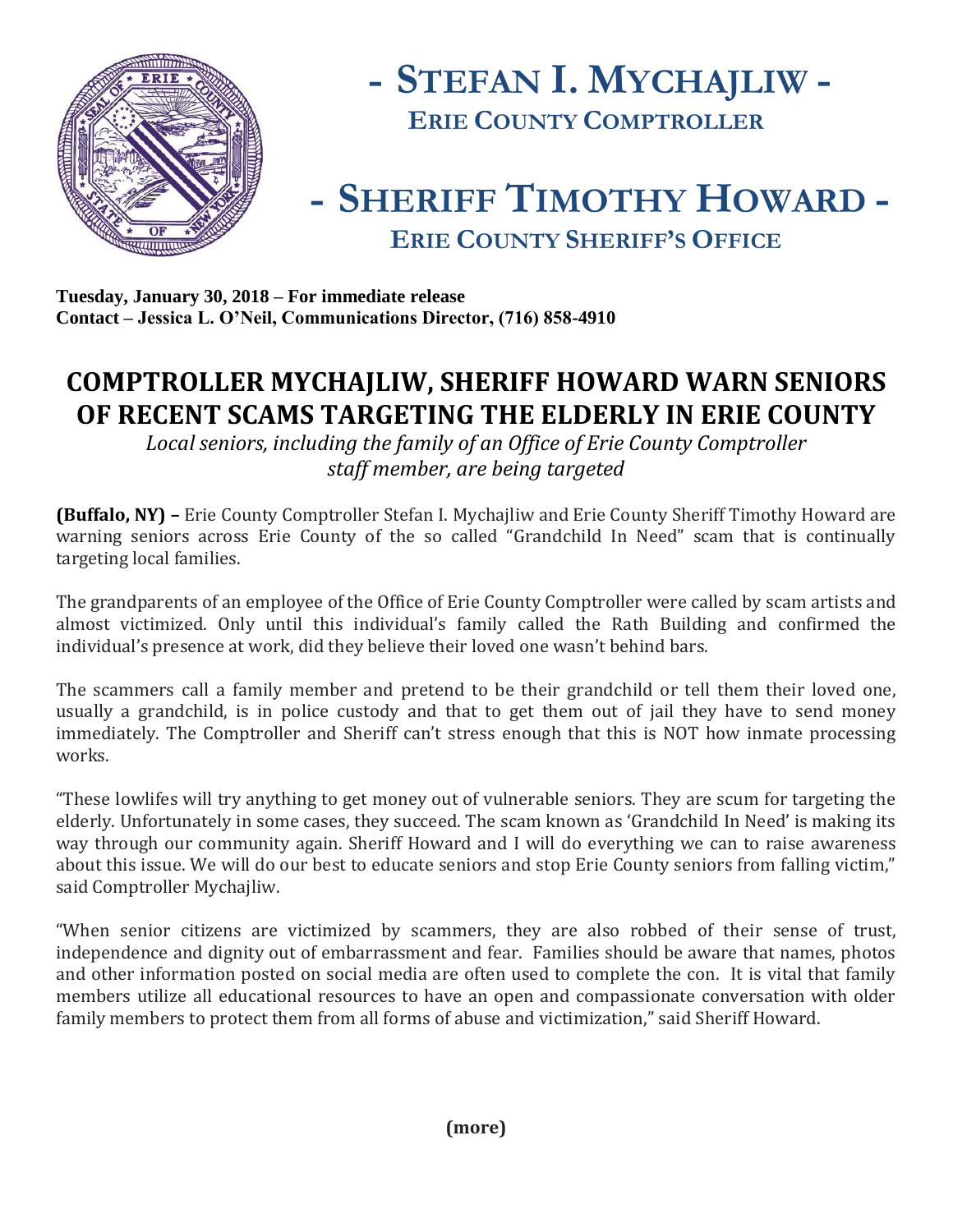# - STEFAN I. MYCHAJLIW -

**ERIE COUNTY COMPTROLLER**

# - SHERIFF TIMOTHY HOWARD -

**ERIE COUNTY SHERIFF'S OFFICE**

**Tuesday, January 30, 2018 – For immediate release**
**Contact – Jessica L. O'Neil, Communications Director, (716) 858-4910**

## COMPTROLLER MYCHAJLIW, SHERIFF HOWARD WARN SENIORS OF RECENT SCAMS TARGETING THE ELDERLY IN ERIE COUNTY

*Local seniors, including the family of an Office of Erie County Comptroller staff member, are being targeted*

**(Buffalo, NY) –** Erie County Comptroller Stefan I. Mychajliw and Erie County Sheriff Timothy Howard are warning seniors across Erie County of the so called "Grandchild In Need" scam that is continually targeting local families.

The grandparents of an employee of the Office of Erie County Comptroller were called by scam artists and almost victimized. Only until this individual's family called the Rath Building and confirmed the individual's presence at work, did they believe their loved one wasn't behind bars.

The scammers call a family member and pretend to be their grandchild or tell them their loved one, usually a grandchild, is in police custody and that to get them out of jail they have to send money immediately. The Comptroller and Sheriff can't stress enough that this is NOT how inmate processing works.

"These lowlifes will try anything to get money out of vulnerable seniors. They are scum for targeting the elderly. Unfortunately in some cases, they succeed. The scam known as 'Grandchild In Need' is making its way through our community again. Sheriff Howard and I will do everything we can to raise awareness about this issue. We will do our best to educate seniors and stop Erie County seniors from falling victim," said Comptroller Mychajliw.

"When senior citizens are victimized by scammers, they are also robbed of their sense of trust, independence and dignity out of embarrassment and fear. Families should be aware that names, photos and other information posted on social media are often used to complete the con. It is vital that family members utilize all educational resources to have an open and compassionate conversation with older family members to protect them from all forms of abuse and victimization," said Sheriff Howard.

**(more)**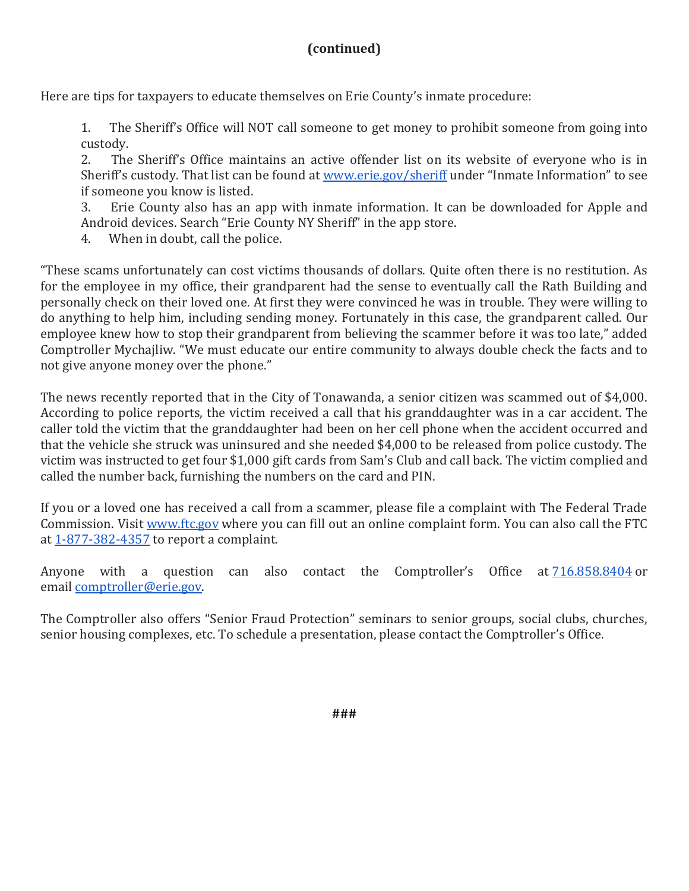**(continued)**

Here are tips for taxpayers to educate themselves on Erie County's inmate procedure:

1. The Sheriff's Office will NOT call someone to get money to prohibit someone from going into custody.
2. The Sheriff's Office maintains an active offender list on its website of everyone who is in Sheriff's custody. That list can be found at www.erie.gov/sheriff under "Inmate Information" to see if someone you know is listed.
3. Erie County also has an app with inmate information. It can be downloaded for Apple and Android devices. Search "Erie County NY Sheriff" in the app store.
4. When in doubt, call the police.

"These scams unfortunately can cost victims thousands of dollars. Quite often there is no restitution. As for the employee in my office, their grandparent had the sense to eventually call the Rath Building and personally check on their loved one. At first they were convinced he was in trouble. They were willing to do anything to help him, including sending money. Fortunately in this case, the grandparent called. Our employee knew how to stop their grandparent from believing the scammer before it was too late," added Comptroller Mychajliw. "We must educate our entire community to always double check the facts and to not give anyone money over the phone."

The news recently reported that in the City of Tonawanda, a senior citizen was scammed out of $4,000. According to police reports, the victim received a call that his granddaughter was in a car accident. The caller told the victim that the granddaughter had been on her cell phone when the accident occurred and that the vehicle she struck was uninsured and she needed $4,000 to be released from police custody. The victim was instructed to get four $1,000 gift cards from Sam's Club and call back. The victim complied and called the number back, furnishing the numbers on the card and PIN.

If you or a loved one has received a call from a scammer, please file a complaint with The Federal Trade Commission. Visit www.ftc.gov where you can fill out an online complaint form. You can also call the FTC at 1-877-382-4357 to report a complaint.

Anyone with a question can also contact the Comptroller's Office at 716.858.8404 or email comptroller@erie.gov.

The Comptroller also offers "Senior Fraud Protection" seminars to senior groups, social clubs, churches, senior housing complexes, etc. To schedule a presentation, please contact the Comptroller's Office.

###